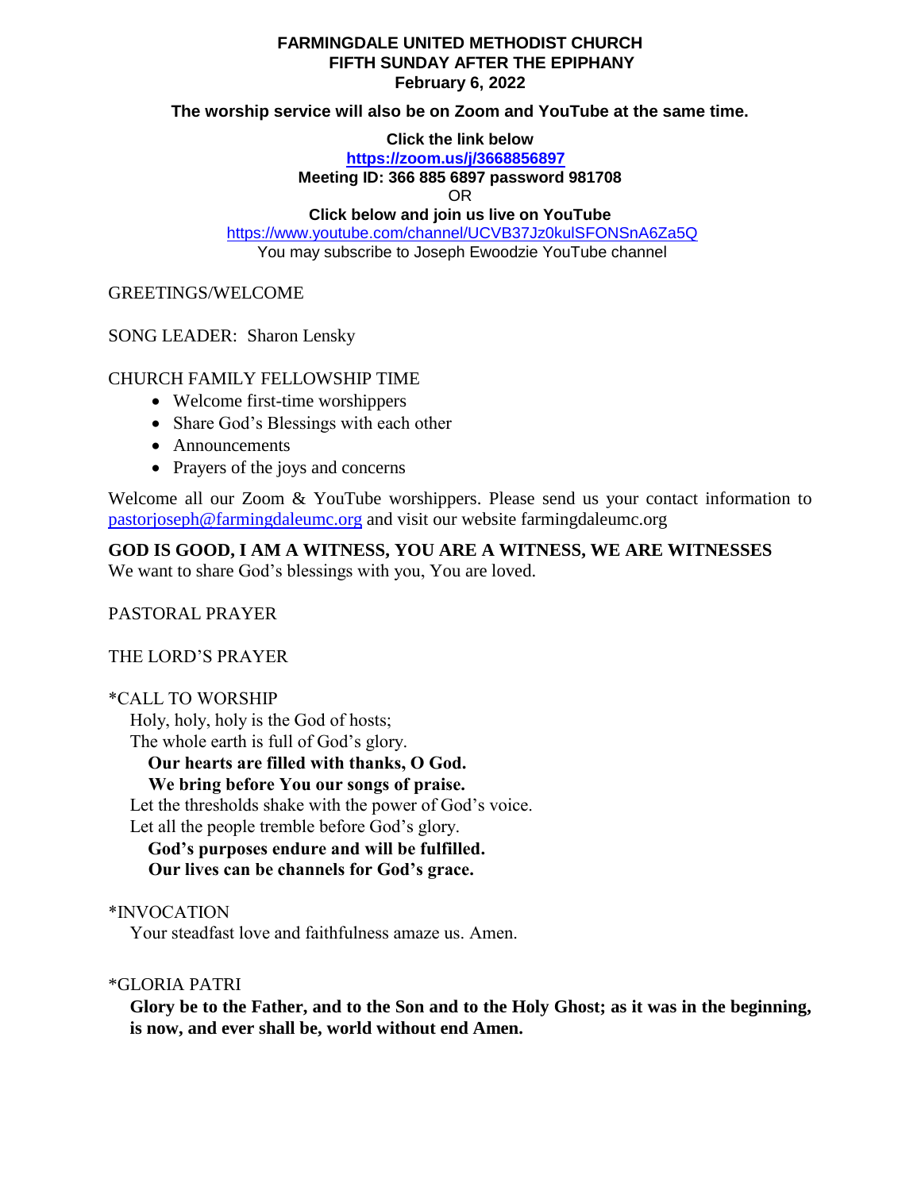**FARMINGDALE UNITED METHODIST CHURCH**
**FIFTH SUNDAY AFTER THE EPIPHANY**
**February 6, 2022**

**The worship service will also be on Zoom and YouTube at the same time.**

**Click the link below**
**https://zoom.us/j/3668856897**
**Meeting ID: 366 885 6897 password 981708**
OR
**Click below and join us live on YouTube**
https://www.youtube.com/channel/UCVB37Jz0kulSFONSnA6Za5Q
You may subscribe to Joseph Ewoodzie YouTube channel

GREETINGS/WELCOME

SONG LEADER: Sharon Lensky

CHURCH FAMILY FELLOWSHIP TIME

- Welcome first-time worshippers
- Share God's Blessings with each other
- Announcements
- Prayers of the joys and concerns

Welcome all our Zoom & YouTube worshippers. Please send us your contact information to pastorjoseph@farmingdaleumc.org and visit our website farmingdaleumc.org

**GOD IS GOOD, I AM A WITNESS, YOU ARE A WITNESS, WE ARE WITNESSES**
We want to share God's blessings with you, You are loved.

PASTORAL PRAYER

THE LORD'S PRAYER

*CALL TO WORSHIP

Holy, holy, holy is the God of hosts;
The whole earth is full of God's glory.
**Our hearts are filled with thanks, O God.**
**We bring before You our songs of praise.**
Let the thresholds shake with the power of God's voice.
Let all the people tremble before God's glory.
**God's purposes endure and will be fulfilled.**
**Our lives can be channels for God's grace.**

*INVOCATION

Your steadfast love and faithfulness amaze us. Amen.

*GLORIA PATRI

**Glory be to the Father, and to the Son and to the Holy Ghost; as it was in the beginning, is now, and ever shall be, world without end Amen.**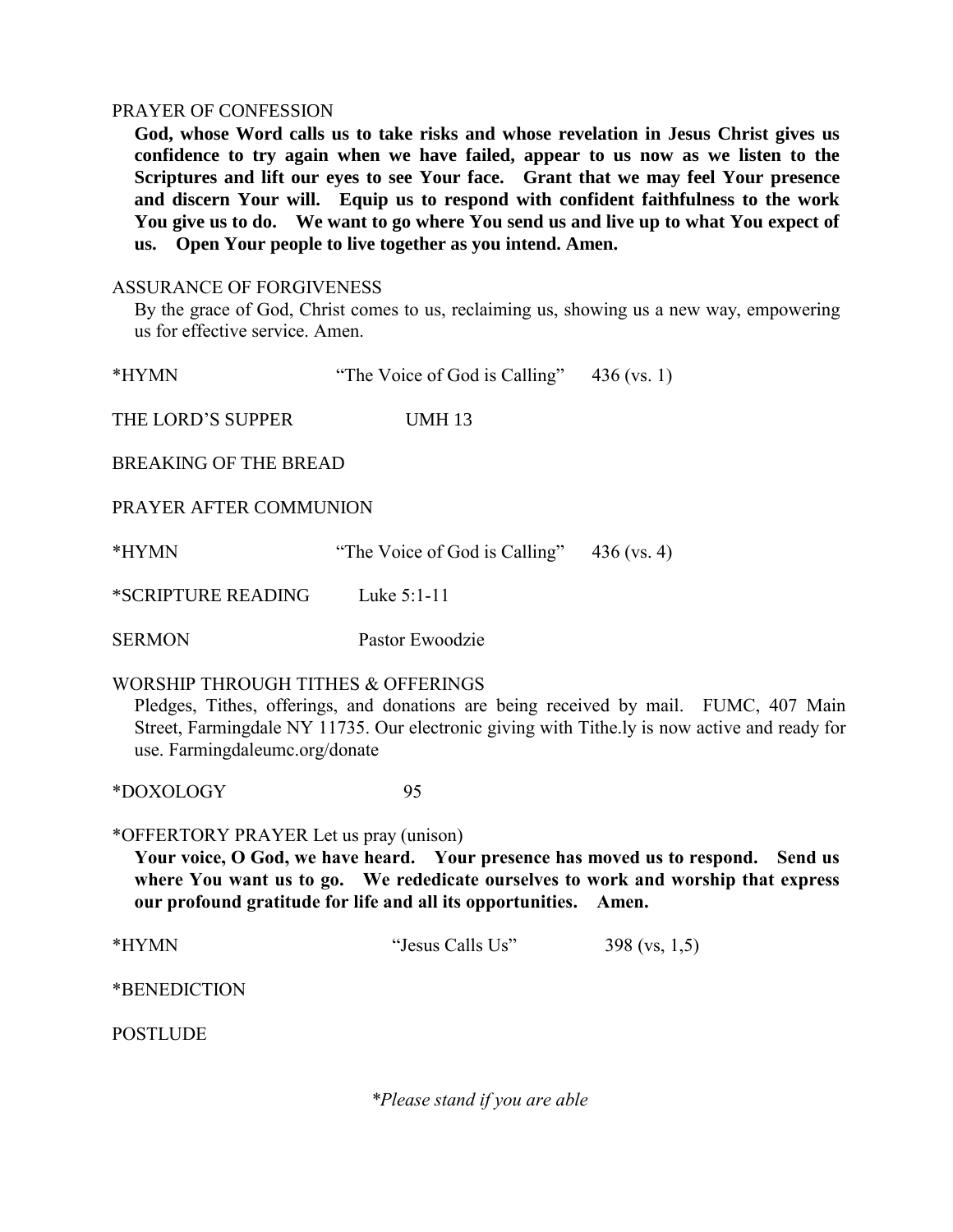PRAYER OF CONFESSION

**God, whose Word calls us to take risks and whose revelation in Jesus Christ gives us confidence to try again when we have failed, appear to us now as we listen to the Scriptures and lift our eyes to see Your face. Grant that we may feel Your presence and discern Your will. Equip us to respond with confident faithfulness to the work You give us to do. We want to go where You send us and live up to what You expect of us. Open Your people to live together as you intend. Amen.**

ASSURANCE OF FORGIVENESS

By the grace of God, Christ comes to us, reclaiming us, showing us a new way, empowering us for effective service. Amen.

*HYMN "The Voice of God is Calling" 436 (vs. 1)

THE LORD'S SUPPER UMH 13

BREAKING OF THE BREAD

PRAYER AFTER COMMUNION

*HYMN "The Voice of God is Calling" 436 (vs. 4)

*SCRIPTURE READING Luke 5:1-11

SERMON Pastor Ewoodzie

WORSHIP THROUGH TITHES & OFFERINGS

Pledges, Tithes, offerings, and donations are being received by mail. FUMC, 407 Main Street, Farmingdale NY 11735. Our electronic giving with Tithe.ly is now active and ready for use. Farmingdaleumc.org/donate

*DOXOLOGY 95

*OFFERTORY PRAYER Let us pray (unison)

**Your voice, O God, we have heard. Your presence has moved us to respond. Send us where You want us to go. We rededicate ourselves to work and worship that express our profound gratitude for life and all its opportunities. Amen.**

*HYMN "Jesus Calls Us" 398 (vs, 1,5)

*BENEDICTION

POSTLUDE

*\*Please stand if you are able*